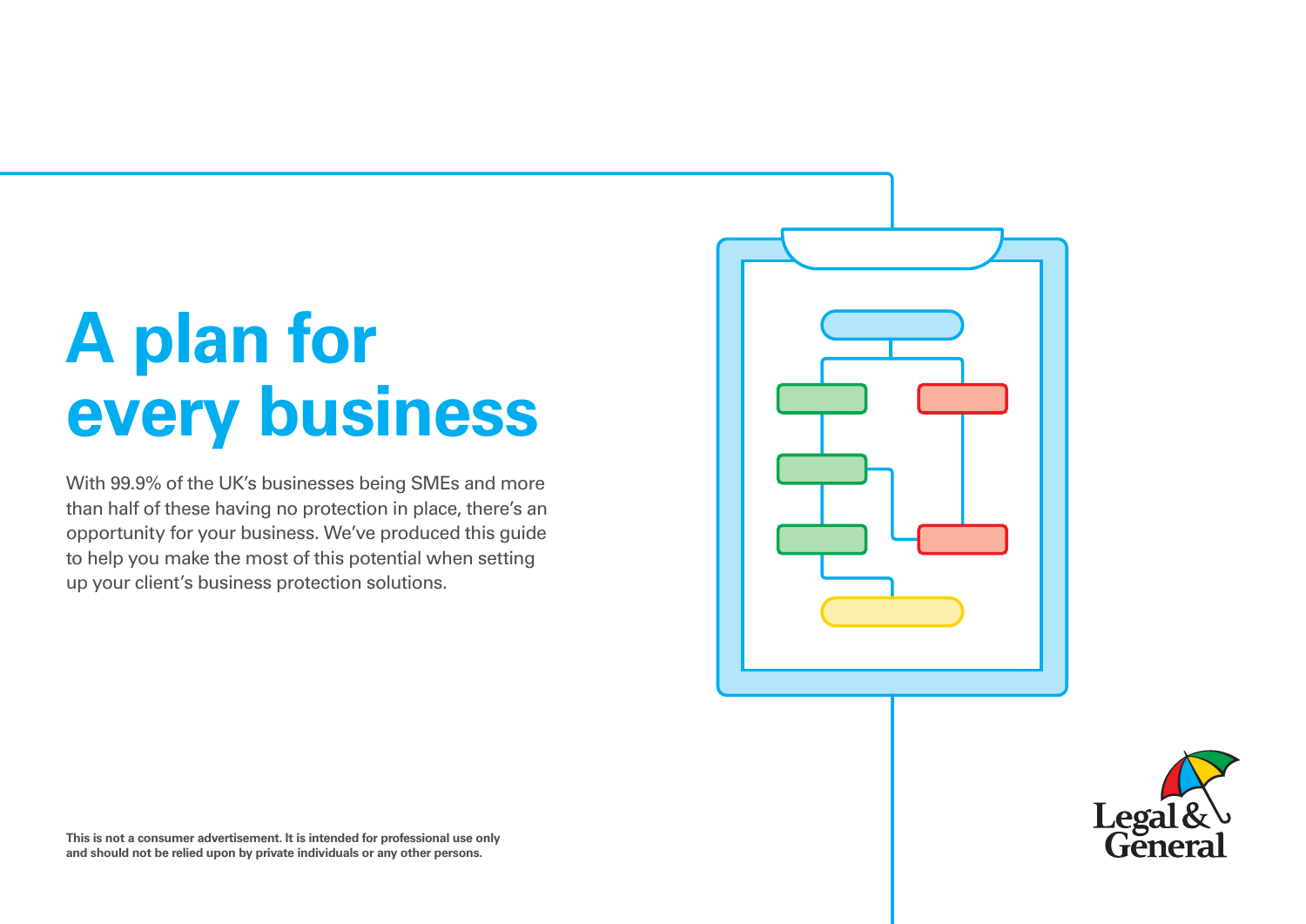# A plan for every business

With 99.9% of the UK's businesses being SMEs and more than half of these having no protection in place, there's an opportunity for your business. We've produced this guide to help you make the most of this potential when setting up your client's business protection solutions.

**This is not a consumer advertisement. It is intended for professional use only and should not be relied upon by private individuals or any other persons.**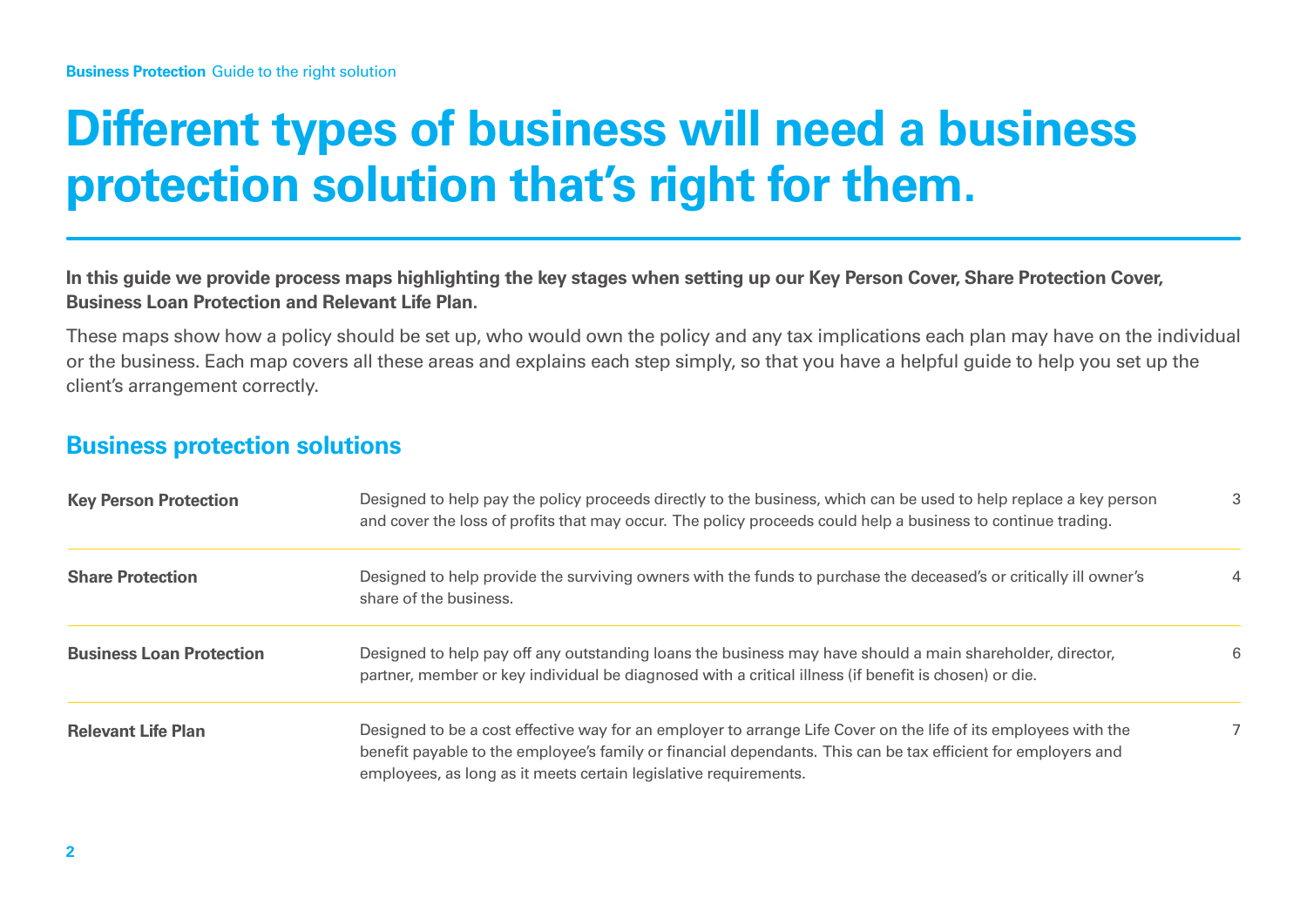# Different types of business will need a business protection solution that's right for them.

**In this guide we provide process maps highlighting the key stages when setting up our Key Person Cover, Share Protection Cover, Business Loan Protection and Relevant Life Plan.**

These maps show how a policy should be set up, who would own the policy and any tax implications each plan may have on the individual or the business. Each map covers all these areas and explains each step simply, so that you have a helpful guide to help you set up the client's arrangement correctly.

## Business protection solutions

| | | |
|---|---|---|
| **Key Person Protection** | Designed to help pay the policy proceeds directly to the business, which can be used to help replace a key person and cover the loss of profits that may occur. The policy proceeds could help a business to continue trading. | 3 |
| **Share Protection** | Designed to help provide the surviving owners with the funds to purchase the deceased's or critically ill owner's share of the business. | 4 |
| **Business Loan Protection** | Designed to help pay off any outstanding loans the business may have should a main shareholder, director, partner, member or key individual be diagnosed with a critical illness (if benefit is chosen) or die. | 6 |
| **Relevant Life Plan** | Designed to be a cost effective way for an employer to arrange Life Cover on the life of its employees with the benefit payable to the employee's family or financial dependants. This can be tax efficient for employers and employees, as long as it meets certain legislative requirements. | 7 |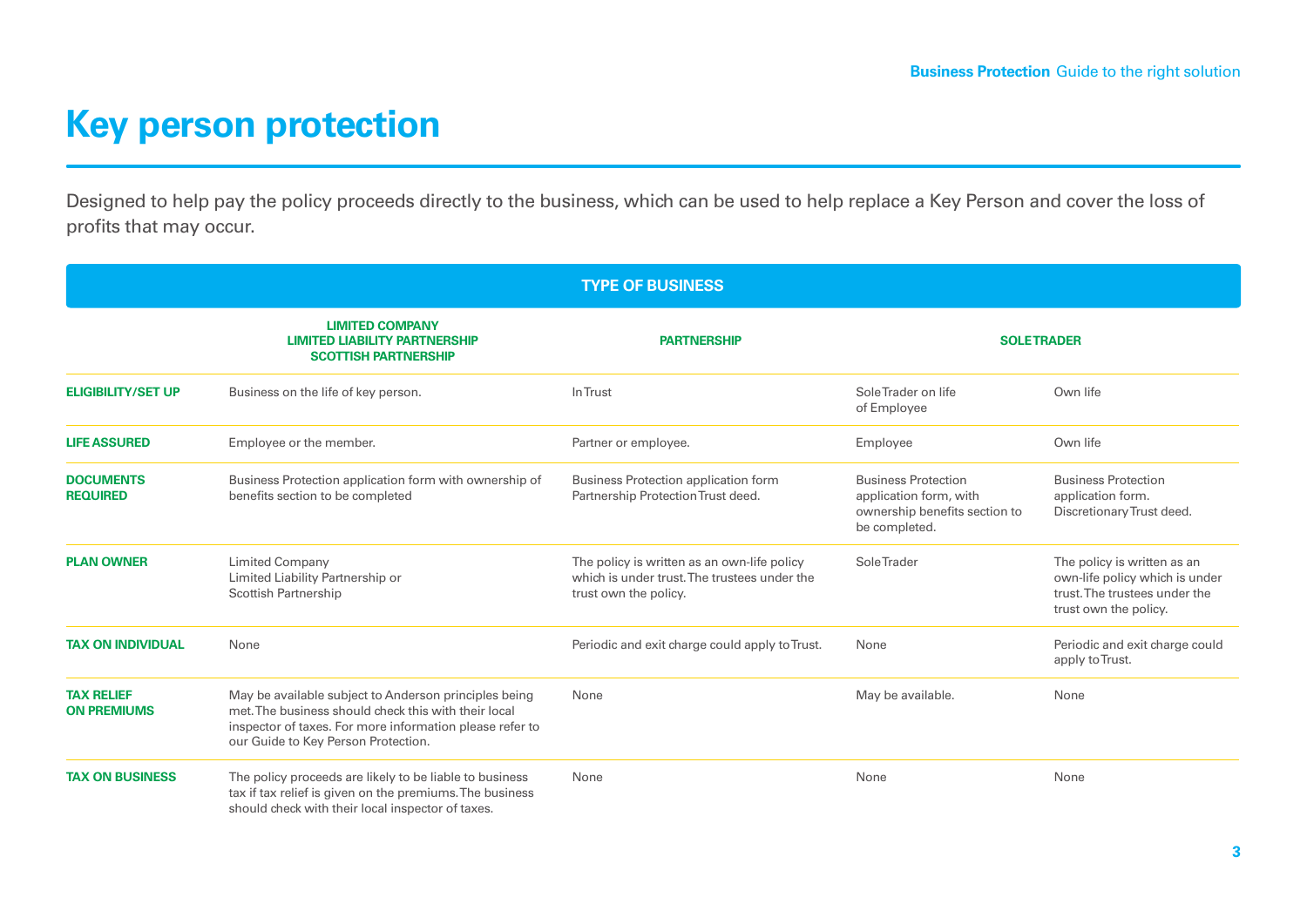# Key person protection

Designed to help pay the policy proceeds directly to the business, which can be used to help replace a Key Person and cover the loss of profits that may occur.

| | TYPE OF BUSINESS | | | |
|---|---|---|---|---|
| | LIMITED COMPANY<br>LIMITED LIABILITY PARTNERSHIP<br>SCOTTISH PARTNERSHIP | PARTNERSHIP | SOLE TRADER | |
| **ELIGIBILITY/SET UP** | Business on the life of key person. | In Trust | Sole Trader on life of Employee | Own life |
| **LIFE ASSURED** | Employee or the member. | Partner or employee. | Employee | Own life |
| **DOCUMENTS REQUIRED** | Business Protection application form with ownership of benefits section to be completed | Business Protection application form Partnership Protection Trust deed. | Business Protection application form, with ownership benefits section to be completed. | Business Protection application form. Discretionary Trust deed. |
| **PLAN OWNER** | Limited Company<br>Limited Liability Partnership or<br>Scottish Partnership | The policy is written as an own-life policy which is under trust. The trustees under the trust own the policy. | Sole Trader | The policy is written as an own-life policy which is under trust. The trustees under the trust own the policy. |
| **TAX ON INDIVIDUAL** | None | Periodic and exit charge could apply to Trust. | None | Periodic and exit charge could apply to Trust. |
| **TAX RELIEF ON PREMIUMS** | May be available subject to Anderson principles being met. The business should check this with their local inspector of taxes. For more information please refer to our Guide to Key Person Protection. | None | May be available. | None |
| **TAX ON BUSINESS** | The policy proceeds are likely to be liable to business tax if tax relief is given on the premiums. The business should check with their local inspector of taxes. | None | None | None |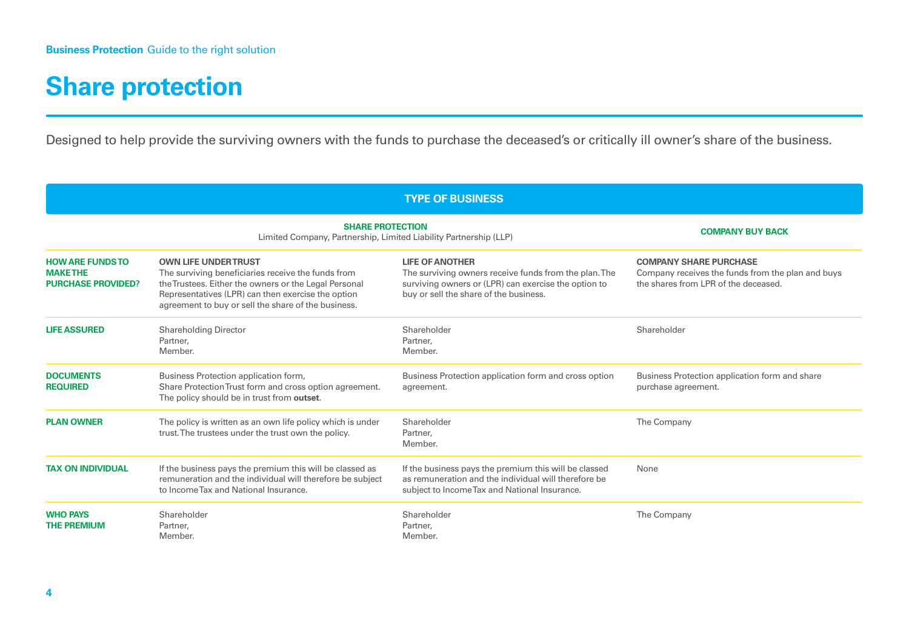# Share protection

Designed to help provide the surviving owners with the funds to purchase the deceased's or critically ill owner's share of the business.

| TYPE OF BUSINESS | | | |
|---|---|---|---|
| | **SHARE PROTECTION** Limited Company, Partnership, Limited Liability Partnership (LLP) | | **COMPANY BUY BACK** |
| **HOW ARE FUNDS TO MAKE THE PURCHASE PROVIDED?** | **OWN LIFE UNDER TRUST** The surviving beneficiaries receive the funds from the Trustees. Either the owners or the Legal Personal Representatives (LPR) can then exercise the option agreement to buy or sell the share of the business. | **LIFE OF ANOTHER** The surviving owners receive funds from the plan. The surviving owners or (LPR) can exercise the option to buy or sell the share of the business. | **COMPANY SHARE PURCHASE** Company receives the funds from the plan and buys the shares from LPR of the deceased. |
| **LIFE ASSURED** | Shareholding Director Partner, Member. | Shareholder Partner, Member. | Shareholder |
| **DOCUMENTS REQUIRED** | Business Protection application form, Share Protection Trust form and cross option agreement. The policy should be in trust from **outset**. | Business Protection application form and cross option agreement. | Business Protection application form and share purchase agreement. |
| **PLAN OWNER** | The policy is written as an own life policy which is under trust. The trustees under the trust own the policy. | Shareholder Partner, Member. | The Company |
| **TAX ON INDIVIDUAL** | If the business pays the premium this will be classed as remuneration and the individual will therefore be subject to Income Tax and National Insurance. | If the business pays the premium this will be classed as remuneration and the individual will therefore be subject to Income Tax and National Insurance. | None |
| **WHO PAYS THE PREMIUM** | Shareholder Partner, Member. | Shareholder Partner, Member. | The Company |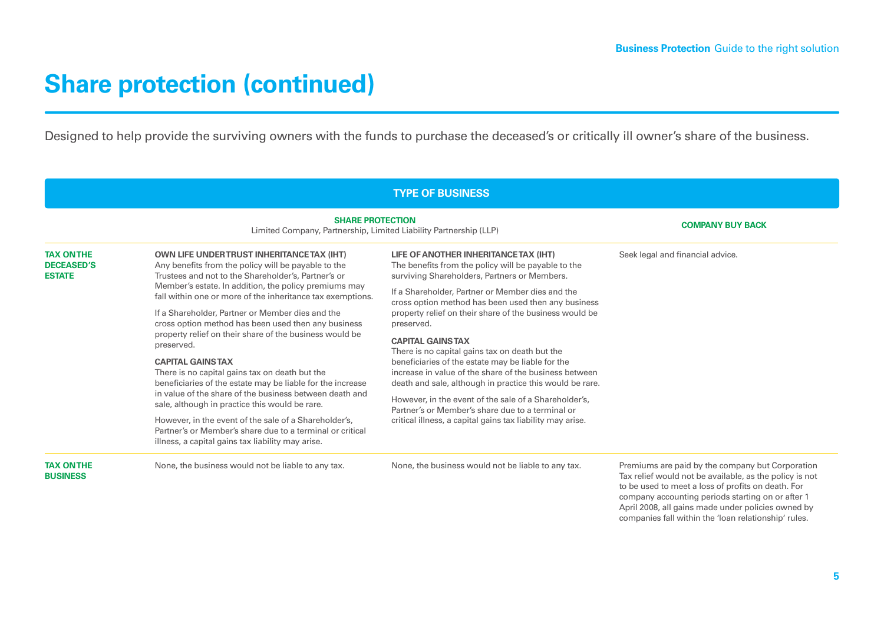# Share protection (continued)

Designed to help provide the surviving owners with the funds to purchase the deceased's or critically ill owner's share of the business.

| TYPE OF BUSINESS | | | |
|---|---|---|---|
| | **SHARE PROTECTION** Limited Company, Partnership, Limited Liability Partnership (LLP) | | **COMPANY BUY BACK** |
| **TAX ON THE DECEASED'S ESTATE** | **OWN LIFE UNDER TRUST INHERITANCE TAX (IHT)** Any benefits from the policy will be payable to the Trustees and not to the Shareholder's, Partner's or Member's estate. In addition, the policy premiums may fall within one or more of the inheritance tax exemptions.<br><br>If a Shareholder, Partner or Member dies and the cross option method has been used then any business property relief on their share of the business would be preserved.<br><br>**CAPITAL GAINS TAX** There is no capital gains tax on death but the beneficiaries of the estate may be liable for the increase in value of the share of the business between death and sale, although in practice this would be rare.<br><br>However, in the event of the sale of a Shareholder's, Partner's or Member's share due to a terminal or critical illness, a capital gains tax liability may arise. | **LIFE OF ANOTHER INHERITANCE TAX (IHT)** The benefits from the policy will be payable to the surviving Shareholders, Partners or Members.<br><br>If a Shareholder, Partner or Member dies and the cross option method has been used then any business property relief on their share of the business would be preserved.<br><br>**CAPITAL GAINS TAX** There is no capital gains tax on death but the beneficiaries of the estate may be liable for the increase in value of the share of the business between death and sale, although in practice this would be rare.<br><br>However, in the event of the sale of a Shareholder's, Partner's or Member's share due to a terminal or critical illness, a capital gains tax liability may arise. | Seek legal and financial advice. |
| **TAX ON THE BUSINESS** | None, the business would not be liable to any tax. | None, the business would not be liable to any tax. | Premiums are paid by the company but Corporation Tax relief would not be available, as the policy is not to be used to meet a loss of profits on death. For company accounting periods starting on or after 1 April 2008, all gains made under policies owned by companies fall within the 'loan relationship' rules. |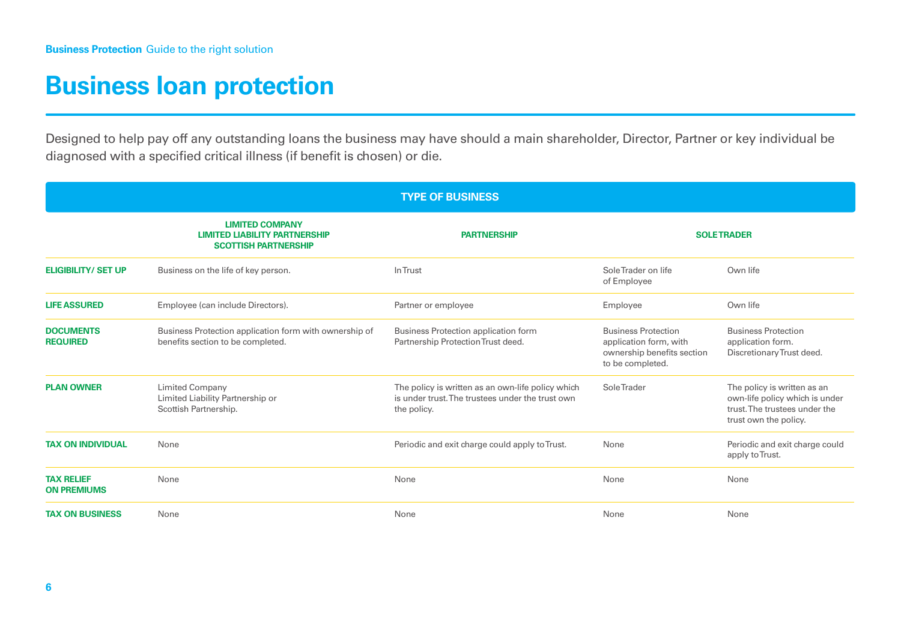## Business loan protection

Designed to help pay off any outstanding loans the business may have should a main shareholder, Director, Partner or key individual be diagnosed with a specified critical illness (if benefit is chosen) or die.

| TYPE OF BUSINESS | | | | |
|---|---|---|---|---|
| | LIMITED COMPANY<br>LIMITED LIABILITY PARTNERSHIP<br>SCOTTISH PARTNERSHIP | PARTNERSHIP | SOLE TRADER | |
| **ELIGIBILITY/ SET UP** | Business on the life of key person. | In Trust | Sole Trader on life of Employee | Own life |
| **LIFE ASSURED** | Employee (can include Directors). | Partner or employee | Employee | Own life |
| **DOCUMENTS REQUIRED** | Business Protection application form with ownership of benefits section to be completed. | Business Protection application form Partnership Protection Trust deed. | Business Protection application form, with ownership benefits section to be completed. | Business Protection application form. Discretionary Trust deed. |
| **PLAN OWNER** | Limited Company<br>Limited Liability Partnership or<br>Scottish Partnership. | The policy is written as an own-life policy which is under trust. The trustees under the trust own the policy. | Sole Trader | The policy is written as an own-life policy which is under trust. The trustees under the trust own the policy. |
| **TAX ON INDIVIDUAL** | None | Periodic and exit charge could apply to Trust. | None | Periodic and exit charge could apply to Trust. |
| **TAX RELIEF ON PREMIUMS** | None | None | None | None |
| **TAX ON BUSINESS** | None | None | None | None |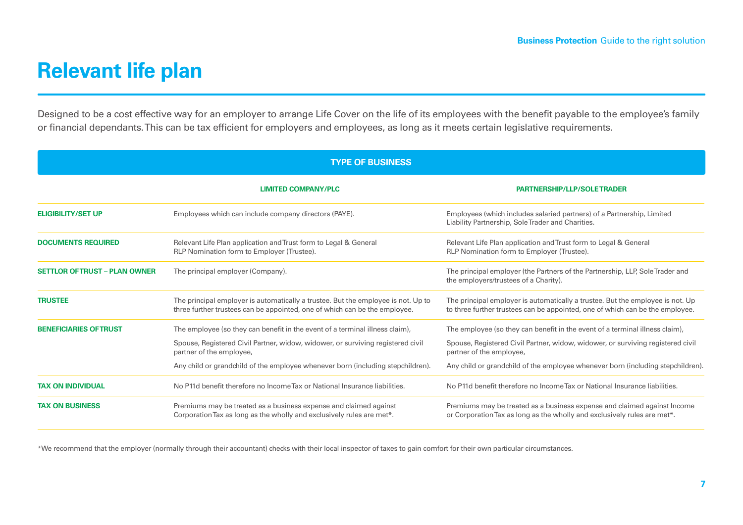# Relevant life plan

Designed to be a cost effective way for an employer to arrange Life Cover on the life of its employees with the benefit payable to the employee's family or financial dependants. This can be tax efficient for employers and employees, as long as it meets certain legislative requirements.

| | TYPE OF BUSINESS | |
|---|---|---|
| | **LIMITED COMPANY/PLC** | **PARTNERSHIP/LLP/SOLE TRADER** |
| **ELIGIBILITY/SET UP** | Employees which can include company directors (PAYE). | Employees (which includes salaried partners) of a Partnership, Limited Liability Partnership, Sole Trader and Charities. |
| **DOCUMENTS REQUIRED** | Relevant Life Plan application and Trust form to Legal & General<br>RLP Nomination form to Employer (Trustee). | Relevant Life Plan application and Trust form to Legal & General<br>RLP Nomination form to Employer (Trustee). |
| **SETTLOR OF TRUST – PLAN OWNER** | The principal employer (Company). | The principal employer (the Partners of the Partnership, LLP, Sole Trader and the employers/trustees of a Charity). |
| **TRUSTEE** | The principal employer is automatically a trustee. But the employee is not. Up to three further trustees can be appointed, one of which can be the employee. | The principal employer is automatically a trustee. But the employee is not. Up to three further trustees can be appointed, one of which can be the employee. |
| **BENEFICIARIES OF TRUST** | The employee (so they can benefit in the event of a terminal illness claim),<br>Spouse, Registered Civil Partner, widow, widower, or surviving registered civil partner of the employee,<br>Any child or grandchild of the employee whenever born (including stepchildren). | The employee (so they can benefit in the event of a terminal illness claim),<br>Spouse, Registered Civil Partner, widow, widower, or surviving registered civil partner of the employee,<br>Any child or grandchild of the employee whenever born (including stepchildren). |
| **TAX ON INDIVIDUAL** | No P11d benefit therefore no Income Tax or National Insurance liabilities. | No P11d benefit therefore no Income Tax or National Insurance liabilities. |
| **TAX ON BUSINESS** | Premiums may be treated as a business expense and claimed against Corporation Tax as long as the wholly and exclusively rules are met*. | Premiums may be treated as a business expense and claimed against Income or Corporation Tax as long as the wholly and exclusively rules are met*. |

*We recommend that the employer (normally through their accountant) checks with their local inspector of taxes to gain comfort for their own particular circumstances.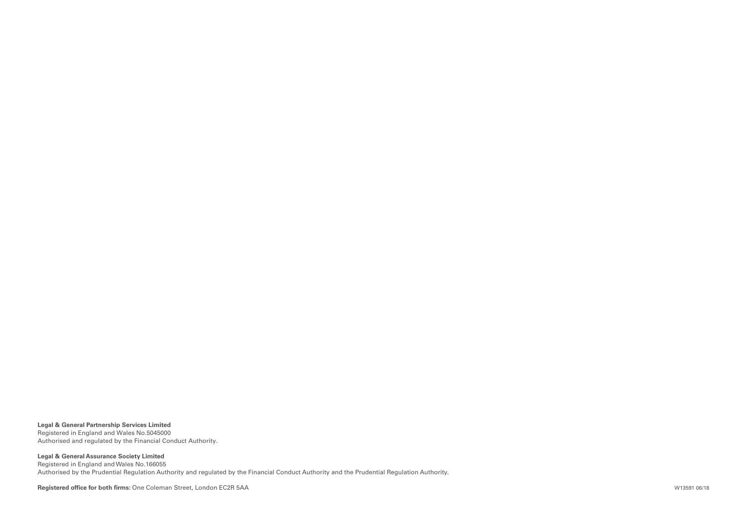**Legal & General Partnership Services Limited**
Registered in England and Wales No.5045000
Authorised and regulated by the Financial Conduct Authority.

**Legal & General Assurance Society Limited**
Registered in England and Wales No.166055
Authorised by the Prudential Regulation Authority and regulated by the Financial Conduct Authority and the Prudential Regulation Authority.

**Registered office for both firms:** One Coleman Street, London EC2R 5AA

W13591 06/18